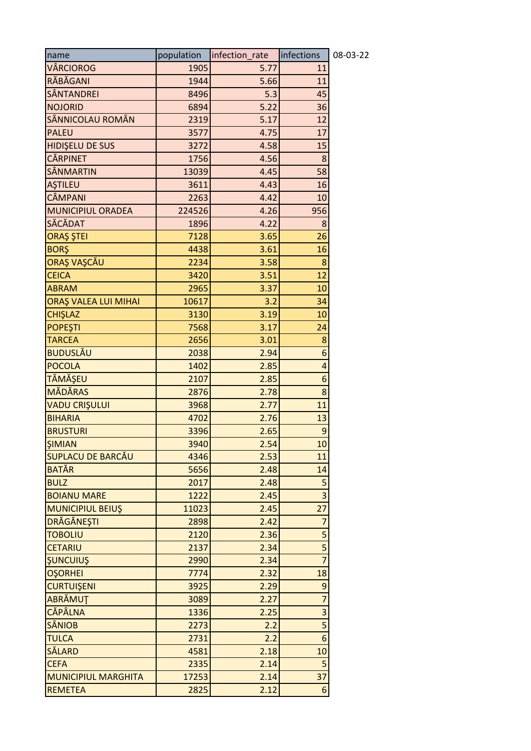| name | population | infection_rate | infections |
|---|---|---|---|
| VÂRCIOROG | 1905 | 5.77 | 11 |
| RĂBĂGANI | 1944 | 5.66 | 11 |
| SÂNTANDREI | 8496 | 5.3 | 45 |
| NOJORID | 6894 | 5.22 | 36 |
| SÂNNICOLAU ROMÂN | 2319 | 5.17 | 12 |
| PALEU | 3577 | 4.75 | 17 |
| HIDIŞELU DE SUS | 3272 | 4.58 | 15 |
| CĂRPINET | 1756 | 4.56 | 8 |
| SÂNMARTIN | 13039 | 4.45 | 58 |
| AŞTILEU | 3611 | 4.43 | 16 |
| CÂMPANI | 2263 | 4.42 | 10 |
| MUNICIPIUL ORADEA | 224526 | 4.26 | 956 |
| SĂCĂDAT | 1896 | 4.22 | 8 |
| ORAŞ ŞTEI | 7128 | 3.65 | 26 |
| BORŞ | 4438 | 3.61 | 16 |
| ORAŞ VAŞCĂU | 2234 | 3.58 | 8 |
| CEICA | 3420 | 3.51 | 12 |
| ABRAM | 2965 | 3.37 | 10 |
| ORAŞ VALEA LUI MIHAI | 10617 | 3.2 | 34 |
| CHIŞLAZ | 3130 | 3.19 | 10 |
| POPEŞTI | 7568 | 3.17 | 24 |
| TARCEA | 2656 | 3.01 | 8 |
| BUDUSLĂU | 2038 | 2.94 | 6 |
| POCOLA | 1402 | 2.85 | 4 |
| TĂMĂŞEU | 2107 | 2.85 | 6 |
| MĂDĂRAS | 2876 | 2.78 | 8 |
| VADU CRIŞULUI | 3968 | 2.77 | 11 |
| BIHARIA | 4702 | 2.76 | 13 |
| BRUSTURI | 3396 | 2.65 | 9 |
| ŞIMIAN | 3940 | 2.54 | 10 |
| SUPLACU DE BARCĂU | 4346 | 2.53 | 11 |
| BATĂR | 5656 | 2.48 | 14 |
| BULZ | 2017 | 2.48 | 5 |
| BOIANU MARE | 1222 | 2.45 | 3 |
| MUNICIPIUL BEIUŞ | 11023 | 2.45 | 27 |
| DRĂGĂNEŞTI | 2898 | 2.42 | 7 |
| TOBOLIU | 2120 | 2.36 | 5 |
| CETARIU | 2137 | 2.34 | 5 |
| ŞUNCUIUŞ | 2990 | 2.34 | 7 |
| OŞORHEI | 7774 | 2.32 | 18 |
| CURTUIŞENI | 3925 | 2.29 | 9 |
| ABRĂMUŢ | 3089 | 2.27 | 7 |
| CĂPÂLNA | 1336 | 2.25 | 3 |
| SÂNIOB | 2273 | 2.2 | 5 |
| TULCA | 2731 | 2.2 | 6 |
| SĂLARD | 4581 | 2.18 | 10 |
| CEFA | 2335 | 2.14 | 5 |
| MUNICIPIUL MARGHITA | 17253 | 2.14 | 37 |
| REMETEA | 2825 | 2.12 | 6 |

08-03-22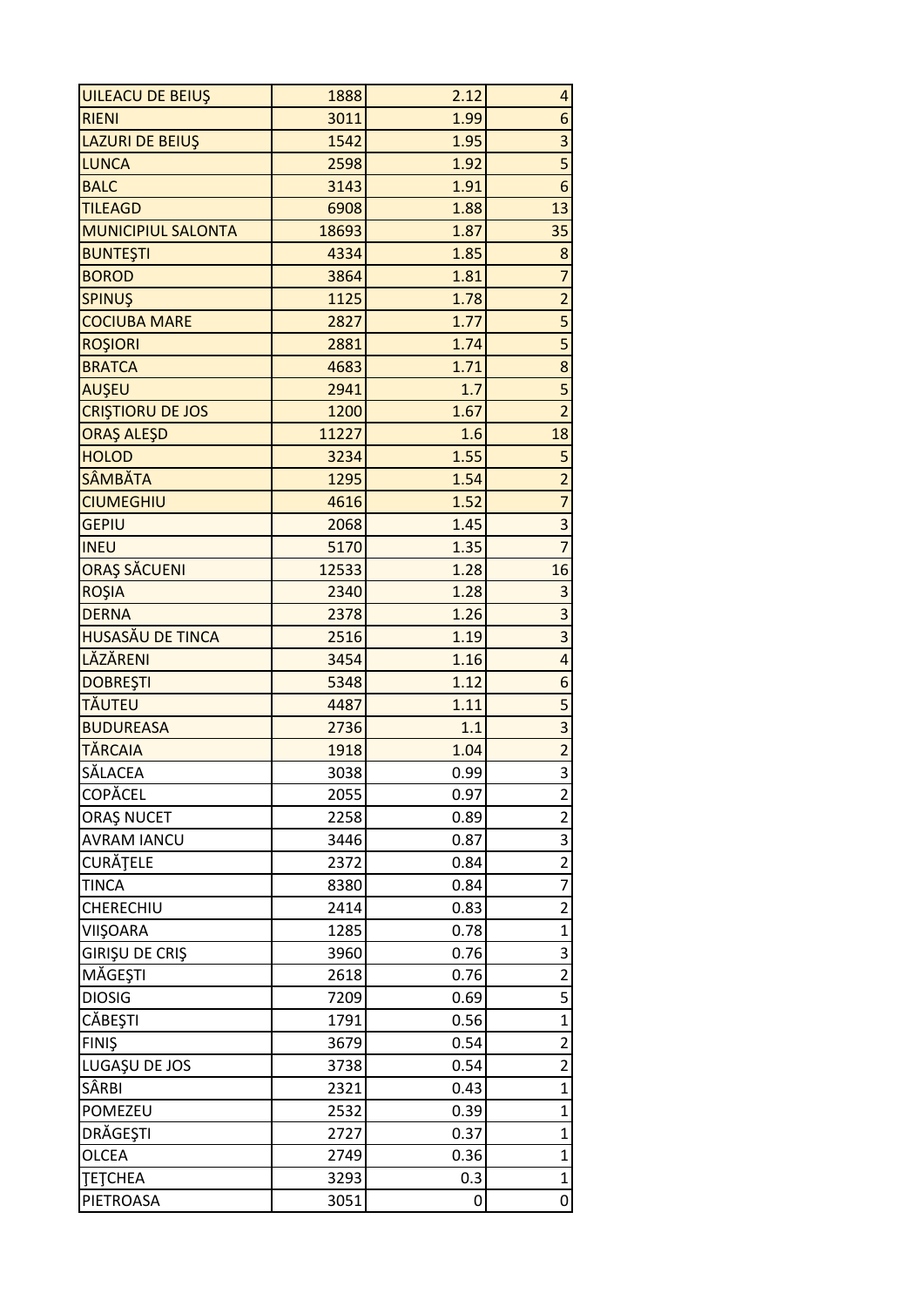| | | | |
|---|---|---|---|
| UILEACU DE BEIUŞ | 1888 | 2.12 | 4 |
| RIENI | 3011 | 1.99 | 6 |
| LAZURI DE BEIUŞ | 1542 | 1.95 | 3 |
| LUNCA | 2598 | 1.92 | 5 |
| BALC | 3143 | 1.91 | 6 |
| TILEAGD | 6908 | 1.88 | 13 |
| MUNICIPIUL SALONTA | 18693 | 1.87 | 35 |
| BUNTEŞTI | 4334 | 1.85 | 8 |
| BOROD | 3864 | 1.81 | 7 |
| SPINUŞ | 1125 | 1.78 | 2 |
| COCIUBA MARE | 2827 | 1.77 | 5 |
| ROŞIORI | 2881 | 1.74 | 5 |
| BRATCA | 4683 | 1.71 | 8 |
| AUŞEU | 2941 | 1.7 | 5 |
| CRIŞTIORU DE JOS | 1200 | 1.67 | 2 |
| ORAŞ ALEŞD | 11227 | 1.6 | 18 |
| HOLOD | 3234 | 1.55 | 5 |
| SÂMBĂTA | 1295 | 1.54 | 2 |
| CIUMEGHIU | 4616 | 1.52 | 7 |
| GEPIU | 2068 | 1.45 | 3 |
| INEU | 5170 | 1.35 | 7 |
| ORAŞ SĂCUENI | 12533 | 1.28 | 16 |
| ROŞIA | 2340 | 1.28 | 3 |
| DERNA | 2378 | 1.26 | 3 |
| HUSASĂU DE TINCA | 2516 | 1.19 | 3 |
| LĂZĂRENI | 3454 | 1.16 | 4 |
| DOBREŞTI | 5348 | 1.12 | 6 |
| TĂUTEU | 4487 | 1.11 | 5 |
| BUDUREASA | 2736 | 1.1 | 3 |
| TĂRCAIA | 1918 | 1.04 | 2 |
| SĂLACEA | 3038 | 0.99 | 3 |
| COPĂCEL | 2055 | 0.97 | 2 |
| ORAŞ NUCET | 2258 | 0.89 | 2 |
| AVRAM IANCU | 3446 | 0.87 | 3 |
| CURĂŢELE | 2372 | 0.84 | 2 |
| TINCA | 8380 | 0.84 | 7 |
| CHERECHIU | 2414 | 0.83 | 2 |
| VIIŞOARA | 1285 | 0.78 | 1 |
| GIRIŞU DE CRIŞ | 3960 | 0.76 | 3 |
| MĂGEŞTI | 2618 | 0.76 | 2 |
| DIOSIG | 7209 | 0.69 | 5 |
| CĂBEŞTI | 1791 | 0.56 | 1 |
| FINIŞ | 3679 | 0.54 | 2 |
| LUGAŞU DE JOS | 3738 | 0.54 | 2 |
| SÂRBI | 2321 | 0.43 | 1 |
| POMEZEU | 2532 | 0.39 | 1 |
| DRĂGEŞTI | 2727 | 0.37 | 1 |
| OLCEA | 2749 | 0.36 | 1 |
| ŢEŢCHEA | 3293 | 0.3 | 1 |
| PIETROASA | 3051 | 0 | 0 |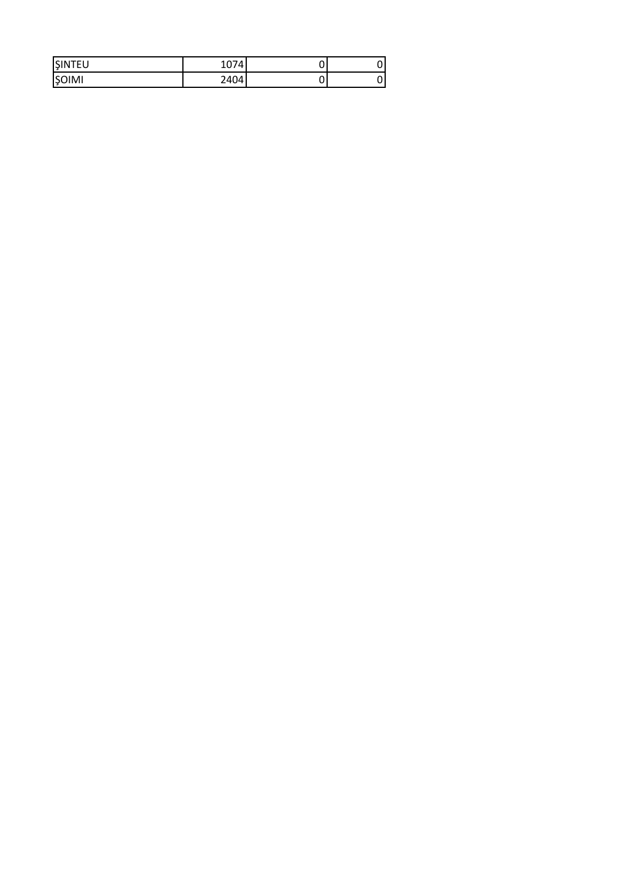| | | | |
|---|---|---|---|
| ŞINTEU | 1074 | 0 | 0 |
| ŞOIMI | 2404 | 0 | 0 |